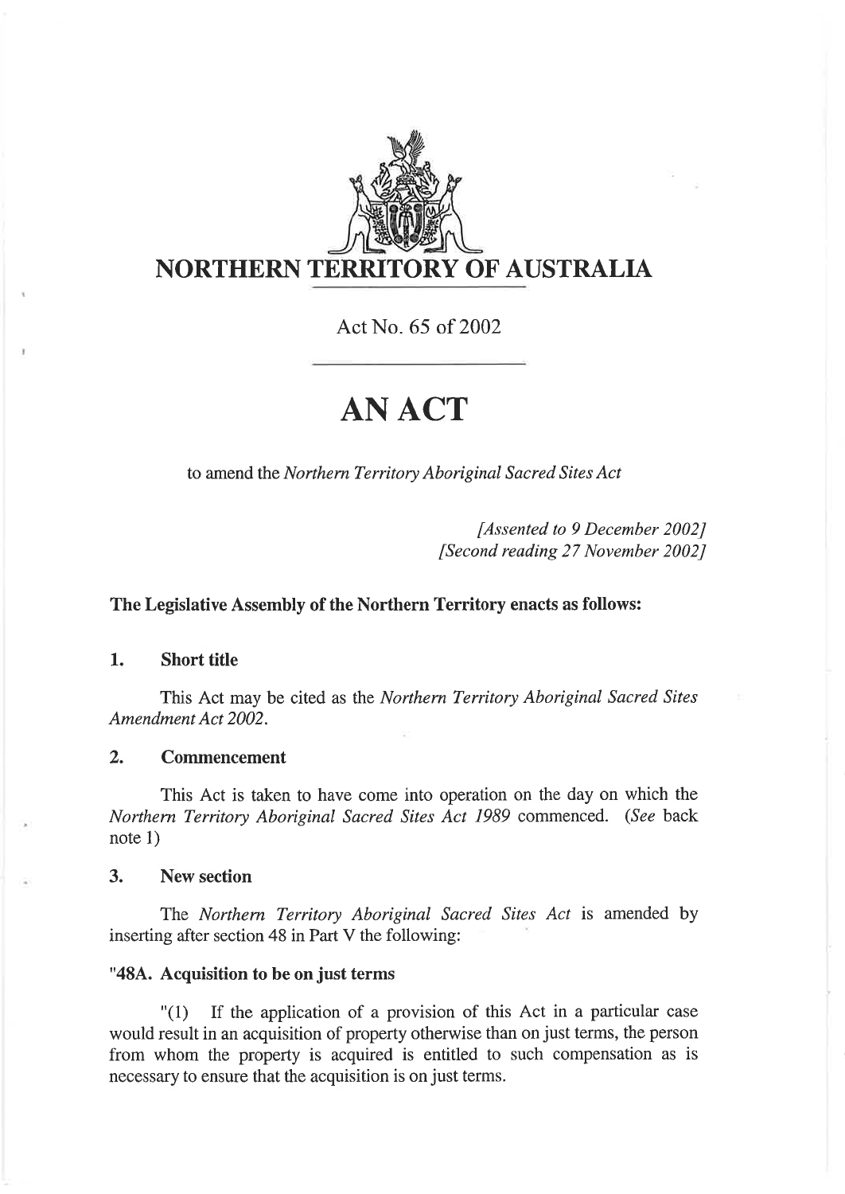# NORTHERN TERRITORY OF AUSTRALIA

Act No. 65 of 2002

# AN ACT

to amend the *Northern Territory Aboriginal Sacred Sites Act*

*[Assented to 9 December 2002]*
*[Second reading 27 November 2002]*

**The Legislative Assembly of the Northern Territory enacts as follows:**

### 1. Short title

This Act may be cited as the *Northern Territory Aboriginal Sacred Sites Amendment Act 2002*.

### 2. Commencement

This Act is taken to have come into operation on the day on which the *Northern Territory Aboriginal Sacred Sites Act 1989* commenced. (*See* back note 1)

### 3. New section

The *Northern Territory Aboriginal Sacred Sites Act* is amended by inserting after section 48 in Part V the following:

**"48A. Acquisition to be on just terms**

"(1) If the application of a provision of this Act in a particular case would result in an acquisition of property otherwise than on just terms, the person from whom the property is acquired is entitled to such compensation as is necessary to ensure that the acquisition is on just terms.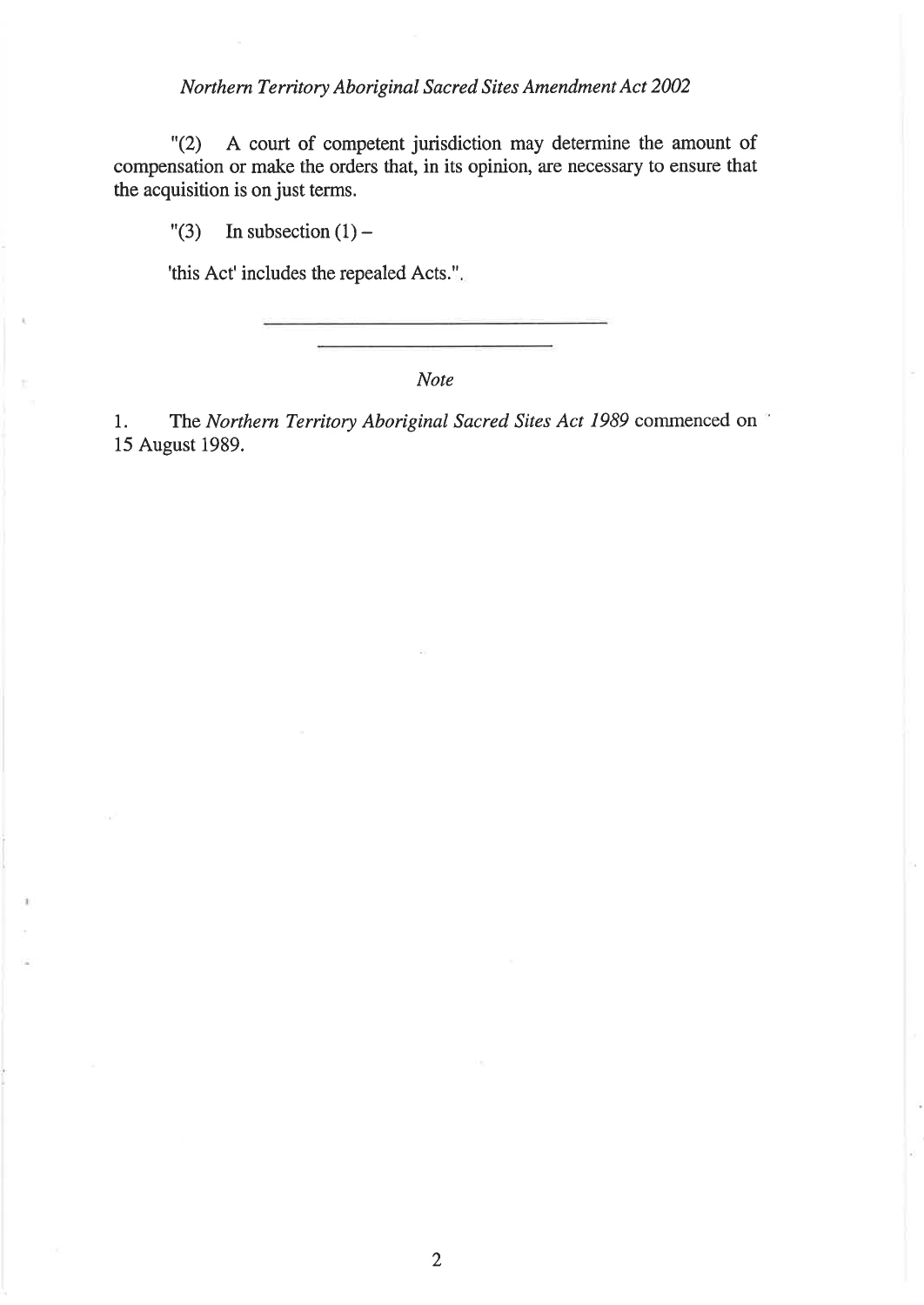"(2) A court of competent jurisdiction may determine the amount of compensation or make the orders that, in its opinion, are necessary to ensure that the acquisition is on just terms.

"(3) In subsection (1) –

'this Act' includes the repealed Acts.".

---

*Note*

1. The *Northern Territory Aboriginal Sacred Sites Act 1989* commenced on 15 August 1989.